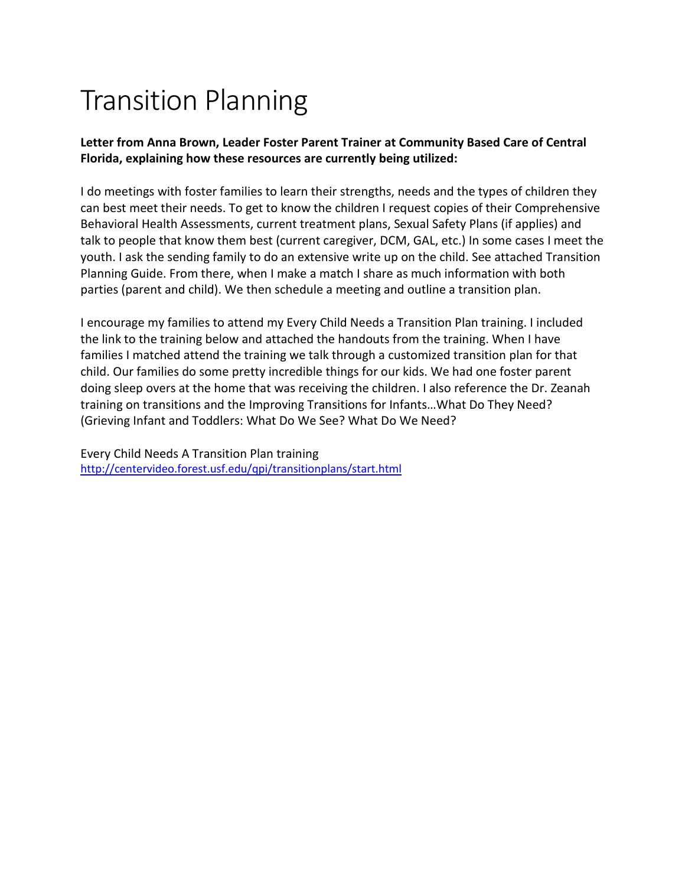# Transition Planning

**Letter from Anna Brown, Leader Foster Parent Trainer at Community Based Care of Central Florida, explaining how these resources are currently being utilized:**

I do meetings with foster families to learn their strengths, needs and the types of children they can best meet their needs. To get to know the children I request copies of their Comprehensive Behavioral Health Assessments, current treatment plans, Sexual Safety Plans (if applies) and talk to people that know them best (current caregiver, DCM, GAL, etc.) In some cases I meet the youth. I ask the sending family to do an extensive write up on the child. See attached Transition Planning Guide. From there, when I make a match I share as much information with both parties (parent and child). We then schedule a meeting and outline a transition plan.

I encourage my families to attend my Every Child Needs a Transition Plan training. I included the link to the training below and attached the handouts from the training. When I have families I matched attend the training we talk through a customized transition plan for that child. Our families do some pretty incredible things for our kids. We had one foster parent doing sleep overs at the home that was receiving the children. I also reference the Dr. Zeanah training on transitions and the Improving Transitions for Infants…What Do They Need? (Grieving Infant and Toddlers: What Do We See? What Do We Need?

Every Child Needs A Transition Plan training
[http://centervideo.forest.usf.edu/qpi/transitionplans/start.html](http://centervideo.forest.usf.edu/qpi/transitionplans/start.html)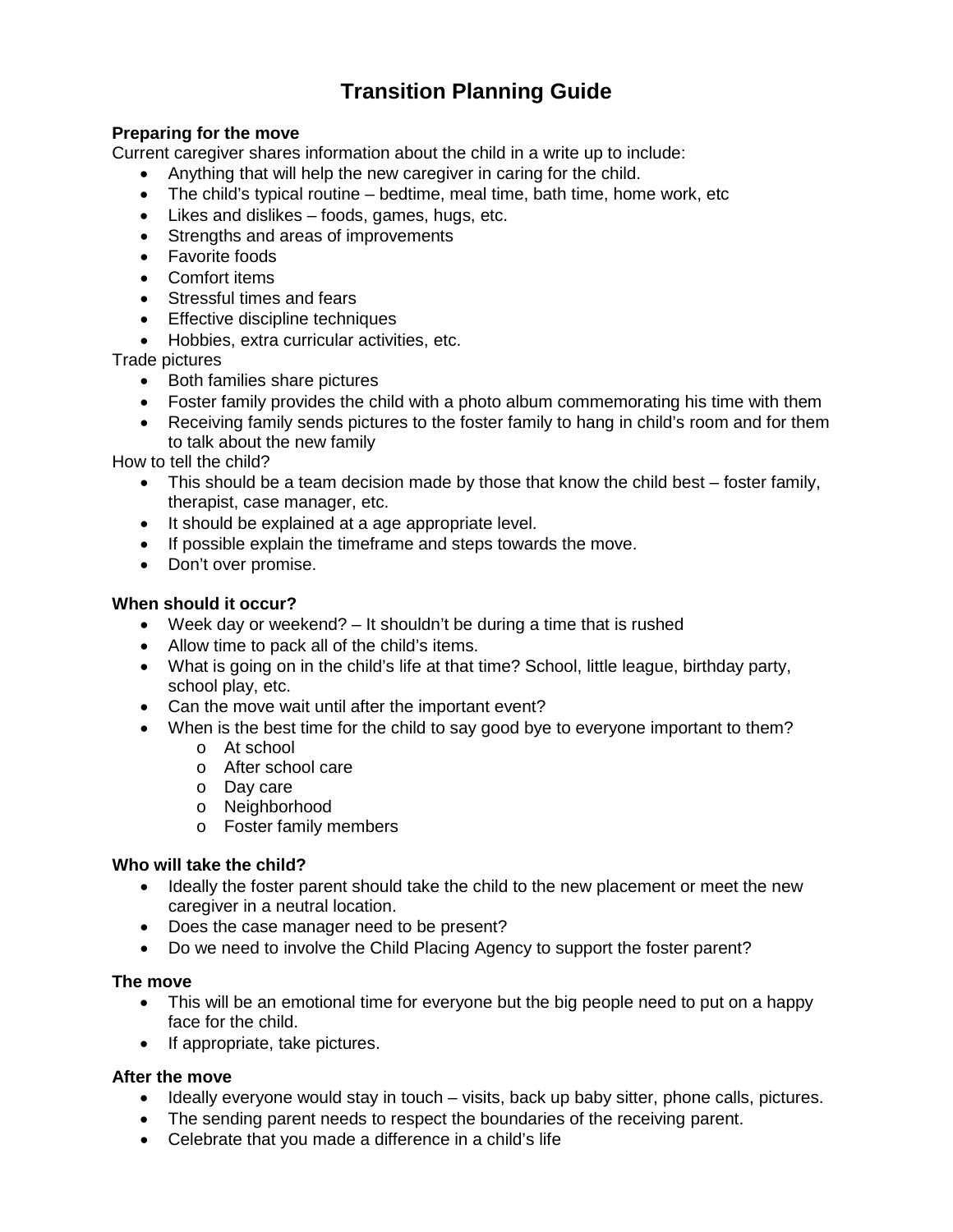# Transition Planning Guide

**Preparing for the move**

Current caregiver shares information about the child in a write up to include:

- Anything that will help the new caregiver in caring for the child.
- The child's typical routine – bedtime, meal time, bath time, home work, etc
- Likes and dislikes – foods, games, hugs, etc.
- Strengths and areas of improvements
- Favorite foods
- Comfort items
- Stressful times and fears
- Effective discipline techniques
- Hobbies, extra curricular activities, etc.

Trade pictures

- Both families share pictures
- Foster family provides the child with a photo album commemorating his time with them
- Receiving family sends pictures to the foster family to hang in child's room and for them to talk about the new family

How to tell the child?

- This should be a team decision made by those that know the child best – foster family, therapist, case manager, etc.
- It should be explained at a age appropriate level.
- If possible explain the timeframe and steps towards the move.
- Don't over promise.

**When should it occur?**

- Week day or weekend? – It shouldn't be during a time that is rushed
- Allow time to pack all of the child's items.
- What is going on in the child's life at that time? School, little league, birthday party, school play, etc.
- Can the move wait until after the important event?
- When is the best time for the child to say good bye to everyone important to them?
  - At school
  - After school care
  - Day care
  - Neighborhood
  - Foster family members

**Who will take the child?**

- Ideally the foster parent should take the child to the new placement or meet the new caregiver in a neutral location.
- Does the case manager need to be present?
- Do we need to involve the Child Placing Agency to support the foster parent?

**The move**

- This will be an emotional time for everyone but the big people need to put on a happy face for the child.
- If appropriate, take pictures.

**After the move**

- Ideally everyone would stay in touch – visits, back up baby sitter, phone calls, pictures.
- The sending parent needs to respect the boundaries of the receiving parent.
- Celebrate that you made a difference in a child's life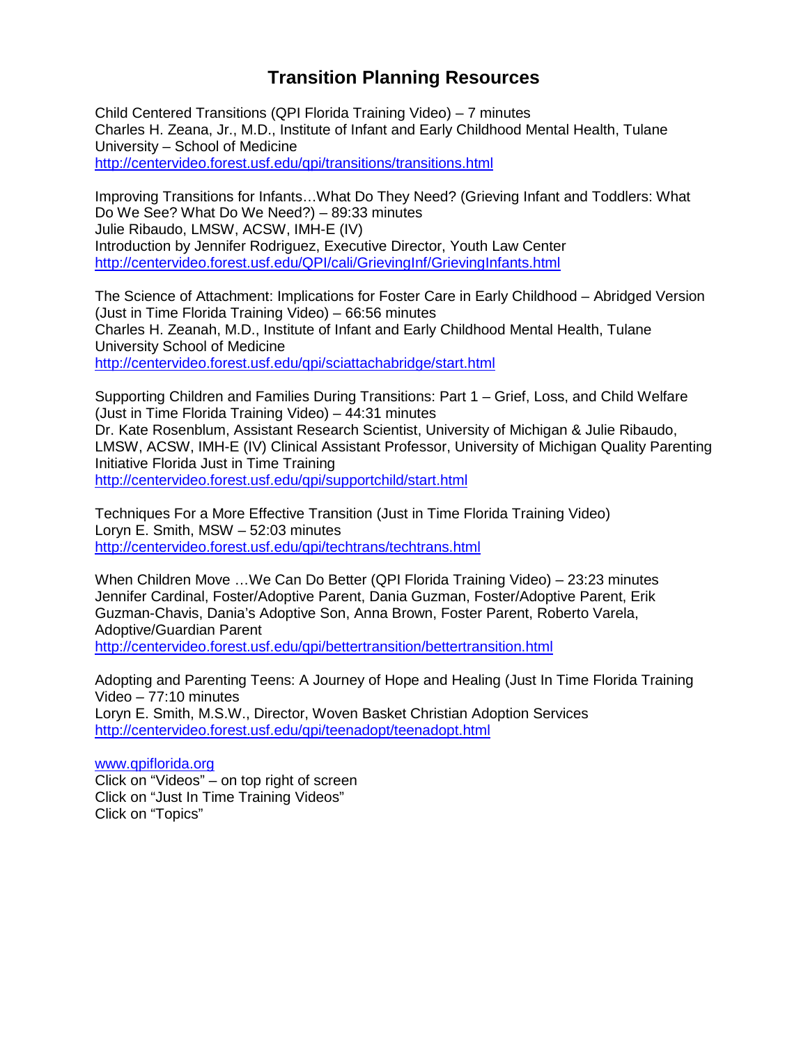# Transition Planning Resources

Child Centered Transitions (QPI Florida Training Video) – 7 minutes
Charles H. Zeana, Jr., M.D., Institute of Infant and Early Childhood Mental Health, Tulane University – School of Medicine
http://centervideo.forest.usf.edu/qpi/transitions/transitions.html

Improving Transitions for Infants…What Do They Need? (Grieving Infant and Toddlers: What Do We See? What Do We Need?) – 89:33 minutes
Julie Ribaudo, LMSW, ACSW, IMH-E (IV)
Introduction by Jennifer Rodriguez, Executive Director, Youth Law Center
http://centervideo.forest.usf.edu/QPI/cali/GrievingInf/GrievingInfants.html

The Science of Attachment: Implications for Foster Care in Early Childhood – Abridged Version (Just in Time Florida Training Video) – 66:56 minutes
Charles H. Zeanah, M.D., Institute of Infant and Early Childhood Mental Health, Tulane University School of Medicine
http://centervideo.forest.usf.edu/qpi/sciattachabridge/start.html

Supporting Children and Families During Transitions: Part 1 – Grief, Loss, and Child Welfare (Just in Time Florida Training Video) – 44:31 minutes
Dr. Kate Rosenblum, Assistant Research Scientist, University of Michigan & Julie Ribaudo, LMSW, ACSW, IMH-E (IV) Clinical Assistant Professor, University of Michigan Quality Parenting Initiative Florida Just in Time Training
http://centervideo.forest.usf.edu/qpi/supportchild/start.html

Techniques For a More Effective Transition (Just in Time Florida Training Video)
Loryn E. Smith, MSW – 52:03 minutes
http://centervideo.forest.usf.edu/qpi/techtrans/techtrans.html

When Children Move …We Can Do Better (QPI Florida Training Video) – 23:23 minutes
Jennifer Cardinal, Foster/Adoptive Parent, Dania Guzman, Foster/Adoptive Parent, Erik Guzman-Chavis, Dania's Adoptive Son, Anna Brown, Foster Parent, Roberto Varela, Adoptive/Guardian Parent
http://centervideo.forest.usf.edu/qpi/bettertransition/bettertransition.html

Adopting and Parenting Teens: A Journey of Hope and Healing (Just In Time Florida Training Video – 77:10 minutes
Loryn E. Smith, M.S.W., Director, Woven Basket Christian Adoption Services
http://centervideo.forest.usf.edu/qpi/teenadopt/teenadopt.html

www.qpiflorida.org
Click on "Videos" – on top right of screen
Click on "Just In Time Training Videos"
Click on "Topics"